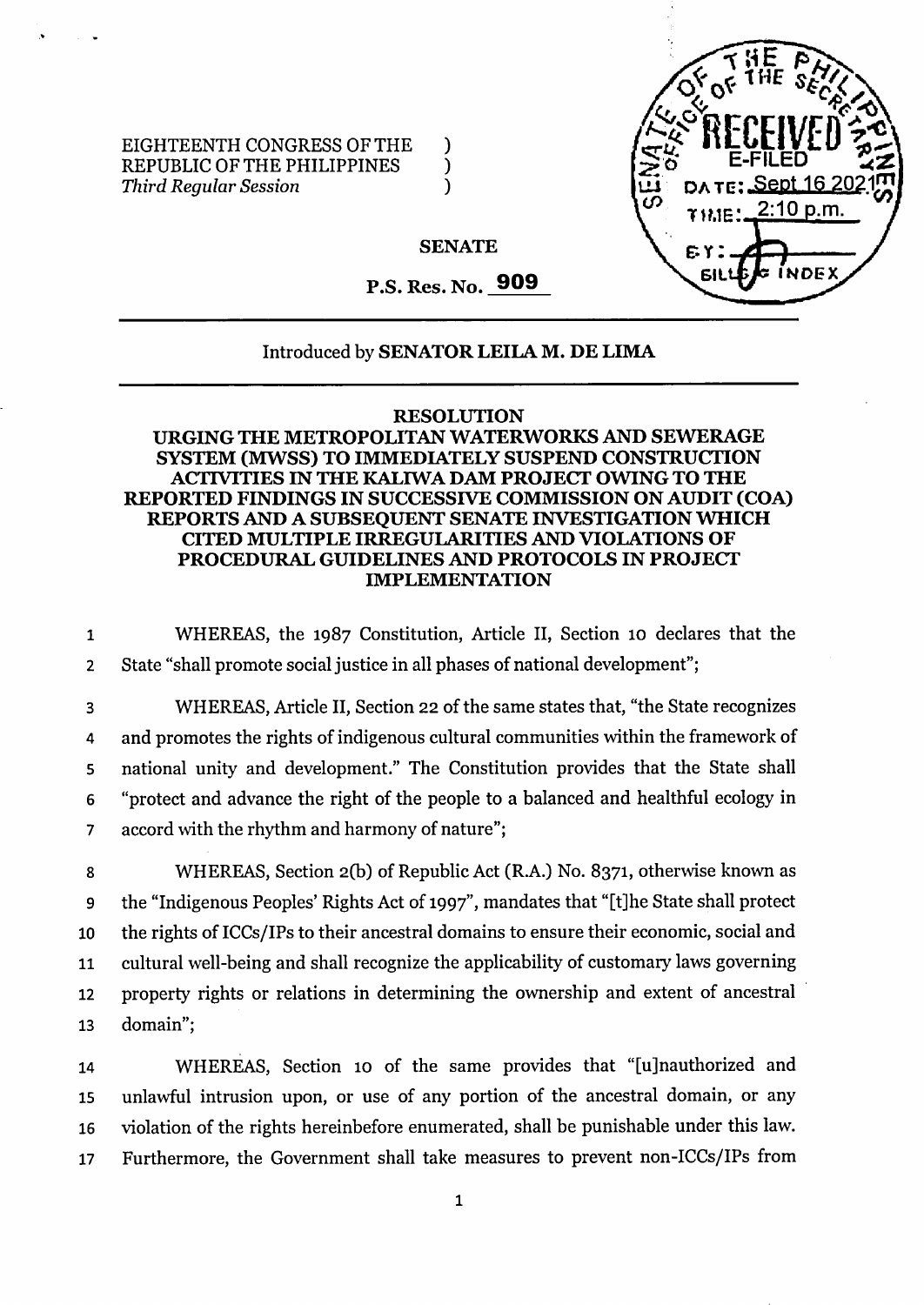EIGHTEENTH CONGRESS OF THE REPUBLIC OF THE PHILIPPINES )
*Third Regular Session* )

SENATE OFFICE OF THE SECRETARY
RECEIVED
E-FILED
DATE: Sept 16 2021
TIME: 2:10 p.m.
BY:
BILLS & INDEX

**SENATE**

**P.S. Res. No. 909**

Introduced by **SENATOR LEILA M. DE LIMA**

**RESOLUTION**

**URGING THE METROPOLITAN WATERWORKS AND SEWERAGE SYSTEM (MWSS) TO IMMEDIATELY SUSPEND CONSTRUCTION ACTIVITIES IN THE KALIWA DAM PROJECT OWING TO THE REPORTED FINDINGS IN SUCCESSIVE COMMISSION ON AUDIT (COA) REPORTS AND A SUBSEQUENT SENATE INVESTIGATION WHICH CITED MULTIPLE IRREGULARITIES AND VIOLATIONS OF PROCEDURAL GUIDELINES AND PROTOCOLS IN PROJECT IMPLEMENTATION**

1 WHEREAS, the 1987 Constitution, Article II, Section 10 declares that the
2 State "shall promote social justice in all phases of national development";

3 WHEREAS, Article II, Section 22 of the same states that, "the State recognizes
4 and promotes the rights of indigenous cultural communities within the framework of
5 national unity and development." The Constitution provides that the State shall
6 "protect and advance the right of the people to a balanced and healthful ecology in
7 accord with the rhythm and harmony of nature";

8 WHEREAS, Section 2(b) of Republic Act (R.A.) No. 8371, otherwise known as
9 the "Indigenous Peoples' Rights Act of 1997", mandates that "[t]he State shall protect
10 the rights of ICCs/IPs to their ancestral domains to ensure their economic, social and
11 cultural well-being and shall recognize the applicability of customary laws governing
12 property rights or relations in determining the ownership and extent of ancestral
13 domain";

14 WHEREAS, Section 10 of the same provides that "[u]nauthorized and
15 unlawful intrusion upon, or use of any portion of the ancestral domain, or any
16 violation of the rights hereinbefore enumerated, shall be punishable under this law.
17 Furthermore, the Government shall take measures to prevent non-ICCs/IPs from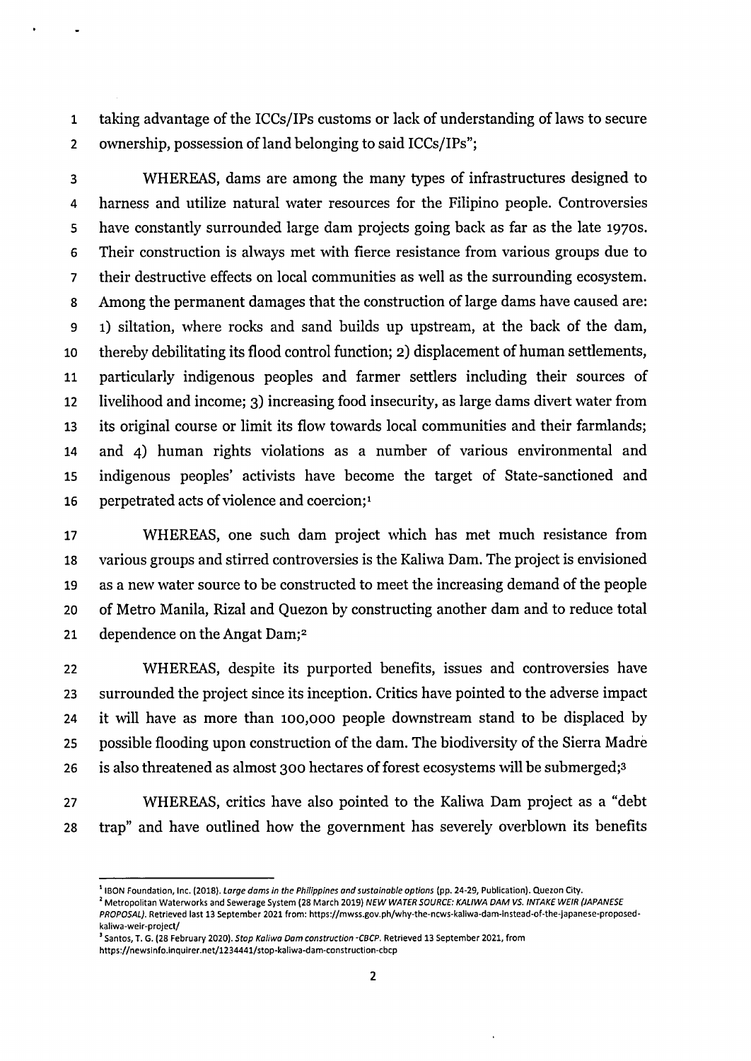taking advantage of the ICCs/IPs customs or lack of understanding of laws to secure ownership, possession of land belonging to said ICCs/IPs";

WHEREAS, dams are among the many types of infrastructures designed to harness and utilize natural water resources for the Filipino people. Controversies have constantly surrounded large dam projects going back as far as the late 1970s. Their construction is always met with fierce resistance from various groups due to their destructive effects on local communities as well as the surrounding ecosystem. Among the permanent damages that the construction of large dams have caused are: 1) siltation, where rocks and sand builds up upstream, at the back of the dam, thereby debilitating its flood control function; 2) displacement of human settlements, particularly indigenous peoples and farmer settlers including their sources of livelihood and income; 3) increasing food insecurity, as large dams divert water from its original course or limit its flow towards local communities and their farmlands; and 4) human rights violations as a number of various environmental and indigenous peoples' activists have become the target of State-sanctioned and perpetrated acts of violence and coercion;[1]

WHEREAS, one such dam project which has met much resistance from various groups and stirred controversies is the Kaliwa Dam. The project is envisioned as a new water source to be constructed to meet the increasing demand of the people of Metro Manila, Rizal and Quezon by constructing another dam and to reduce total dependence on the Angat Dam;[2]

WHEREAS, despite its purported benefits, issues and controversies have surrounded the project since its inception. Critics have pointed to the adverse impact it will have as more than 100,000 people downstream stand to be displaced by possible flooding upon construction of the dam. The biodiversity of the Sierra Madre is also threatened as almost 300 hectares of forest ecosystems will be submerged;[3]

WHEREAS, critics have also pointed to the Kaliwa Dam project as a "debt trap" and have outlined how the government has severely overblown its benefits

---

[1] IBON Foundation, Inc. (2018). *Large dams in the Philippines and sustainable options* (pp. 24-29, Publication). Quezon City.

[2] Metropolitan Waterworks and Sewerage System (28 March 2019) *NEW WATER SOURCE: KALIWA DAM VS. INTAKE WEIR (JAPANESE PROPOSAL)*. Retrieved last 13 September 2021 from: https://mwss.gov.ph/why-the-ncws-kaliwa-dam-instead-of-the-japanese-proposed-kaliwa-weir-project/

[3] Santos, T. G. (28 February 2020). *Stop Kaliwa Dam construction -CBCP*. Retrieved 13 September 2021, from https://newsinfo.inquirer.net/1234441/stop-kaliwa-dam-construction-cbcp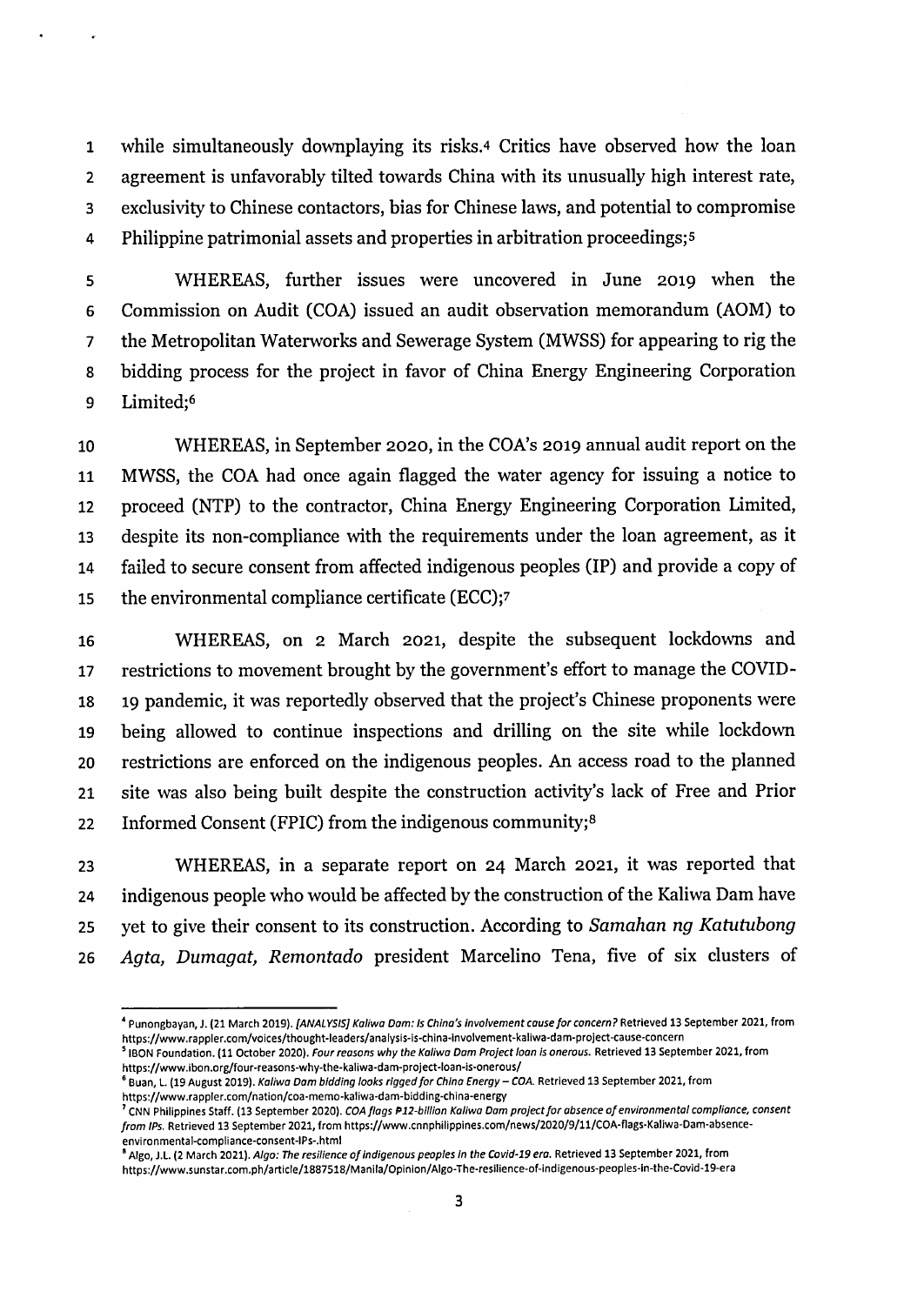while simultaneously downplaying its risks.[4] Critics have observed how the loan agreement is unfavorably tilted towards China with its unusually high interest rate, exclusivity to Chinese contactors, bias for Chinese laws, and potential to compromise Philippine patrimonial assets and properties in arbitration proceedings;[5]

WHEREAS, further issues were uncovered in June 2019 when the Commission on Audit (COA) issued an audit observation memorandum (AOM) to the Metropolitan Waterworks and Sewerage System (MWSS) for appearing to rig the bidding process for the project in favor of China Energy Engineering Corporation Limited;[6]

WHEREAS, in September 2020, in the COA's 2019 annual audit report on the MWSS, the COA had once again flagged the water agency for issuing a notice to proceed (NTP) to the contractor, China Energy Engineering Corporation Limited, despite its non-compliance with the requirements under the loan agreement, as it failed to secure consent from affected indigenous peoples (IP) and provide a copy of the environmental compliance certificate (ECC);[7]

WHEREAS, on 2 March 2021, despite the subsequent lockdowns and restrictions to movement brought by the government's effort to manage the COVID-19 pandemic, it was reportedly observed that the project's Chinese proponents were being allowed to continue inspections and drilling on the site while lockdown restrictions are enforced on the indigenous peoples. An access road to the planned site was also being built despite the construction activity's lack of Free and Prior Informed Consent (FPIC) from the indigenous community;[8]

WHEREAS, in a separate report on 24 March 2021, it was reported that indigenous people who would be affected by the construction of the Kaliwa Dam have yet to give their consent to its construction. According to *Samahan ng Katutubong Agta, Dumagat, Remontado* president Marcelino Tena, five of six clusters of

---

[4] Punongbayan, J. (21 March 2019). *[ANALYSIS] Kaliwa Dam: Is China's involvement cause for concern?* Retrieved 13 September 2021, from https://www.rappler.com/voices/thought-leaders/analysis-is-china-involvement-kaliwa-dam-project-cause-concern

[5] IBON Foundation. (11 October 2020). *Four reasons why the Kaliwa Dam Project loan is onerous.* Retrieved 13 September 2021, from https://www.ibon.org/four-reasons-why-the-kaliwa-dam-project-loan-is-onerous/

[6] Buan, L. (19 August 2019). *Kaliwa Dam bidding looks rigged for China Energy – COA.* Retrieved 13 September 2021, from https://www.rappler.com/nation/coa-memo-kaliwa-dam-bidding-china-energy

[7] CNN Philippines Staff. (13 September 2020). *COA flags ₱12-billion Kaliwa Dam project for absence of environmental compliance, consent from IPs.* Retrieved 13 September 2021, from https://www.cnnphilippines.com/news/2020/9/11/COA-flags-Kaliwa-Dam-absence-environmental-compliance-consent-IPs-.html

[8] Algo, J.L. (2 March 2021). *Algo: The resilience of indigenous peoples in the Covid-19 era.* Retrieved 13 September 2021, from https://www.sunstar.com.ph/article/1887518/Manila/Opinion/Algo-The-resilience-of-indigenous-peoples-in-the-Covid-19-era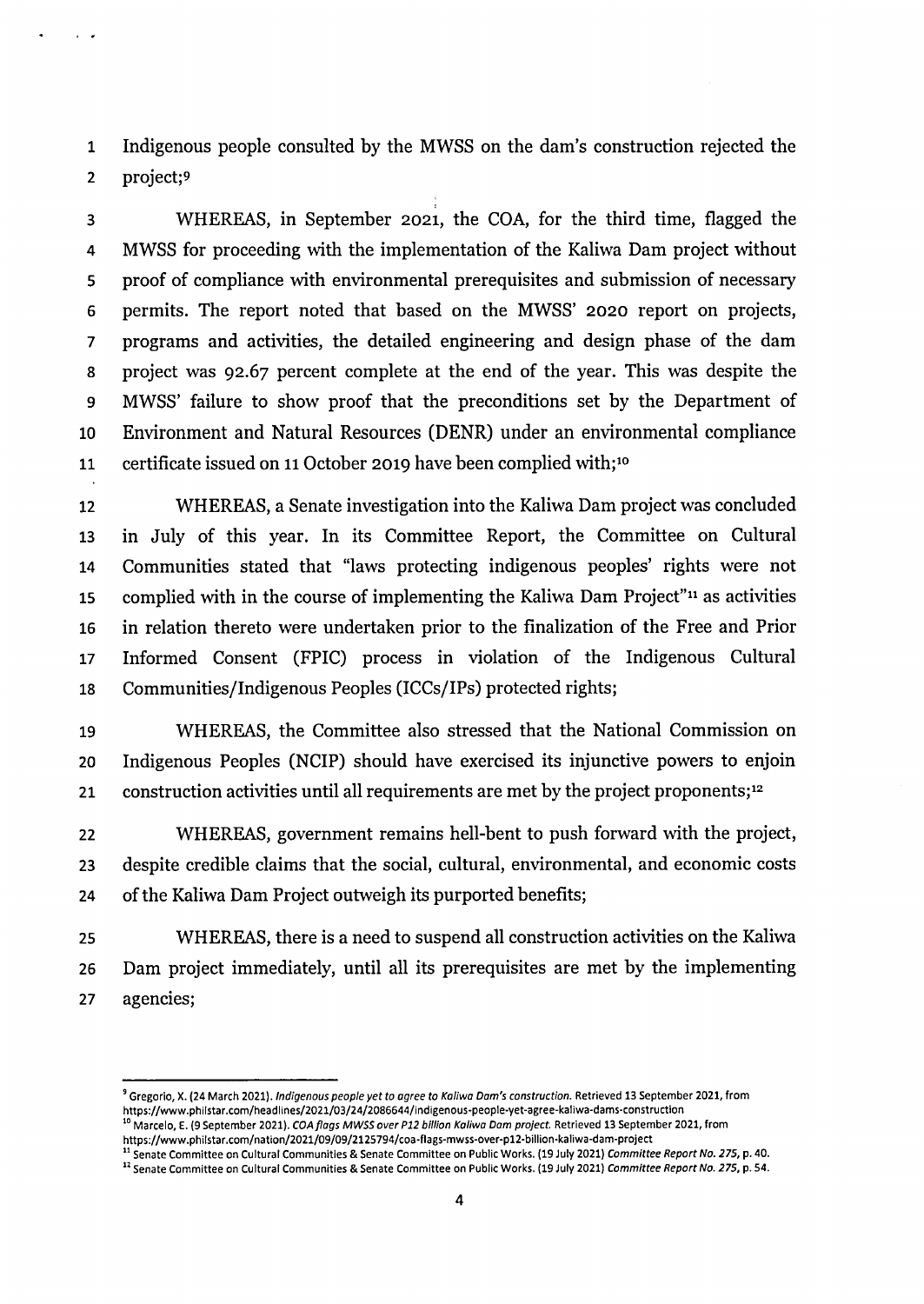Indigenous people consulted by the MWSS on the dam's construction rejected the project;[9]

WHEREAS, in September 2021, the COA, for the third time, flagged the MWSS for proceeding with the implementation of the Kaliwa Dam project without proof of compliance with environmental prerequisites and submission of necessary permits. The report noted that based on the MWSS' 2020 report on projects, programs and activities, the detailed engineering and design phase of the dam project was 92.67 percent complete at the end of the year. This was despite the MWSS' failure to show proof that the preconditions set by the Department of Environment and Natural Resources (DENR) under an environmental compliance certificate issued on 11 October 2019 have been complied with;[10]

WHEREAS, a Senate investigation into the Kaliwa Dam project was concluded in July of this year. In its Committee Report, the Committee on Cultural Communities stated that "laws protecting indigenous peoples' rights were not complied with in the course of implementing the Kaliwa Dam Project"[11] as activities in relation thereto were undertaken prior to the finalization of the Free and Prior Informed Consent (FPIC) process in violation of the Indigenous Cultural Communities/Indigenous Peoples (ICCs/IPs) protected rights;

WHEREAS, the Committee also stressed that the National Commission on Indigenous Peoples (NCIP) should have exercised its injunctive powers to enjoin construction activities until all requirements are met by the project proponents;[12]

WHEREAS, government remains hell-bent to push forward with the project, despite credible claims that the social, cultural, environmental, and economic costs of the Kaliwa Dam Project outweigh its purported benefits;

WHEREAS, there is a need to suspend all construction activities on the Kaliwa Dam project immediately, until all its prerequisites are met by the implementing agencies;

---

[9] Gregorio, X. (24 March 2021). *Indigenous people yet to agree to Kaliwa Dam's construction.* Retrieved 13 September 2021, from https://www.philstar.com/headlines/2021/03/24/2086644/indigenous-people-yet-agree-kaliwa-dams-construction

[10] Marcelo, E. (9 September 2021). *COA flags MWSS over P12 billion Kaliwa Dam project.* Retrieved 13 September 2021, from https://www.philstar.com/nation/2021/09/09/2125794/coa-flags-mwss-over-p12-billion-kaliwa-dam-project

[11] Senate Committee on Cultural Communities & Senate Committee on Public Works. (19 July 2021) *Committee Report No. 275*, p. 40.

[12] Senate Committee on Cultural Communities & Senate Committee on Public Works. (19 July 2021) *Committee Report No. 275*, p. 54.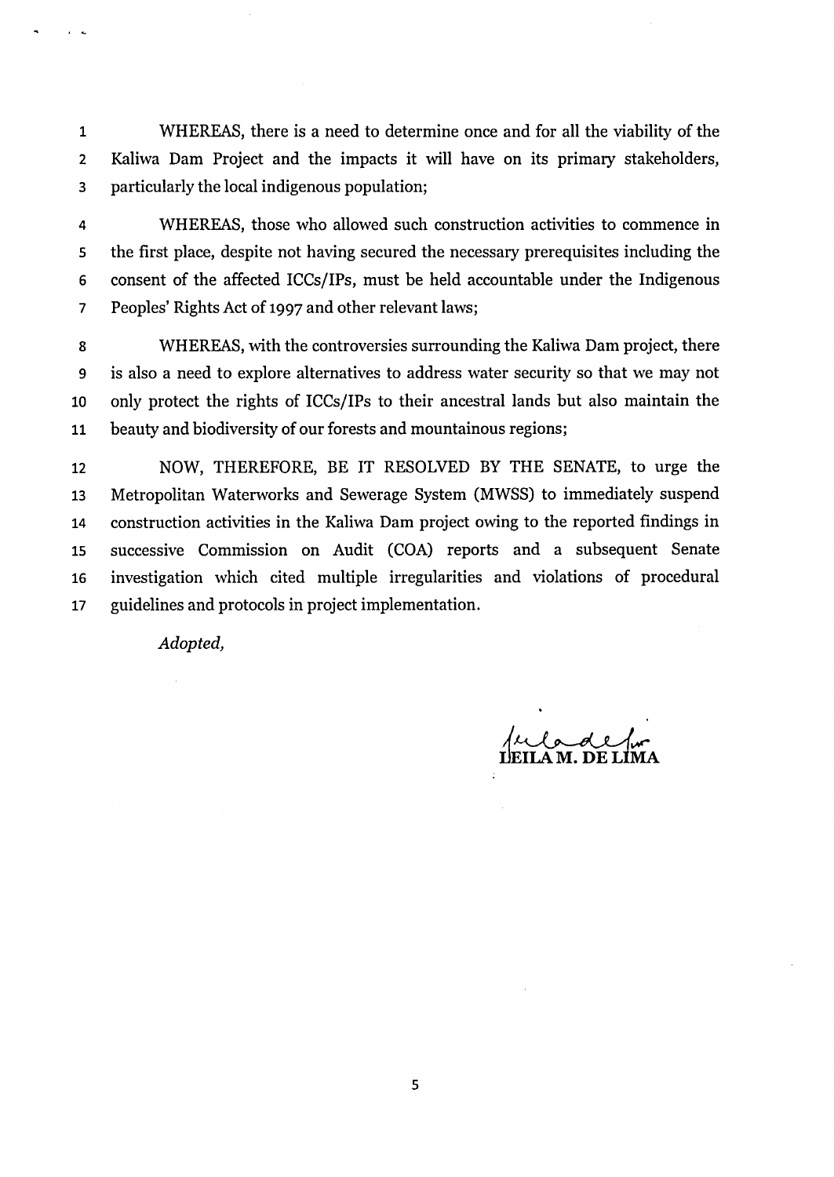WHEREAS, there is a need to determine once and for all the viability of the Kaliwa Dam Project and the impacts it will have on its primary stakeholders, particularly the local indigenous population;

WHEREAS, those who allowed such construction activities to commence in the first place, despite not having secured the necessary prerequisites including the consent of the affected ICCs/IPs, must be held accountable under the Indigenous Peoples' Rights Act of 1997 and other relevant laws;

WHEREAS, with the controversies surrounding the Kaliwa Dam project, there is also a need to explore alternatives to address water security so that we may not only protect the rights of ICCs/IPs to their ancestral lands but also maintain the beauty and biodiversity of our forests and mountainous regions;

NOW, THEREFORE, BE IT RESOLVED BY THE SENATE, to urge the Metropolitan Waterworks and Sewerage System (MWSS) to immediately suspend construction activities in the Kaliwa Dam project owing to the reported findings in successive Commission on Audit (COA) reports and a subsequent Senate investigation which cited multiple irregularities and violations of procedural guidelines and protocols in project implementation.

*Adopted,*

**LEILA M. DE LIMA**